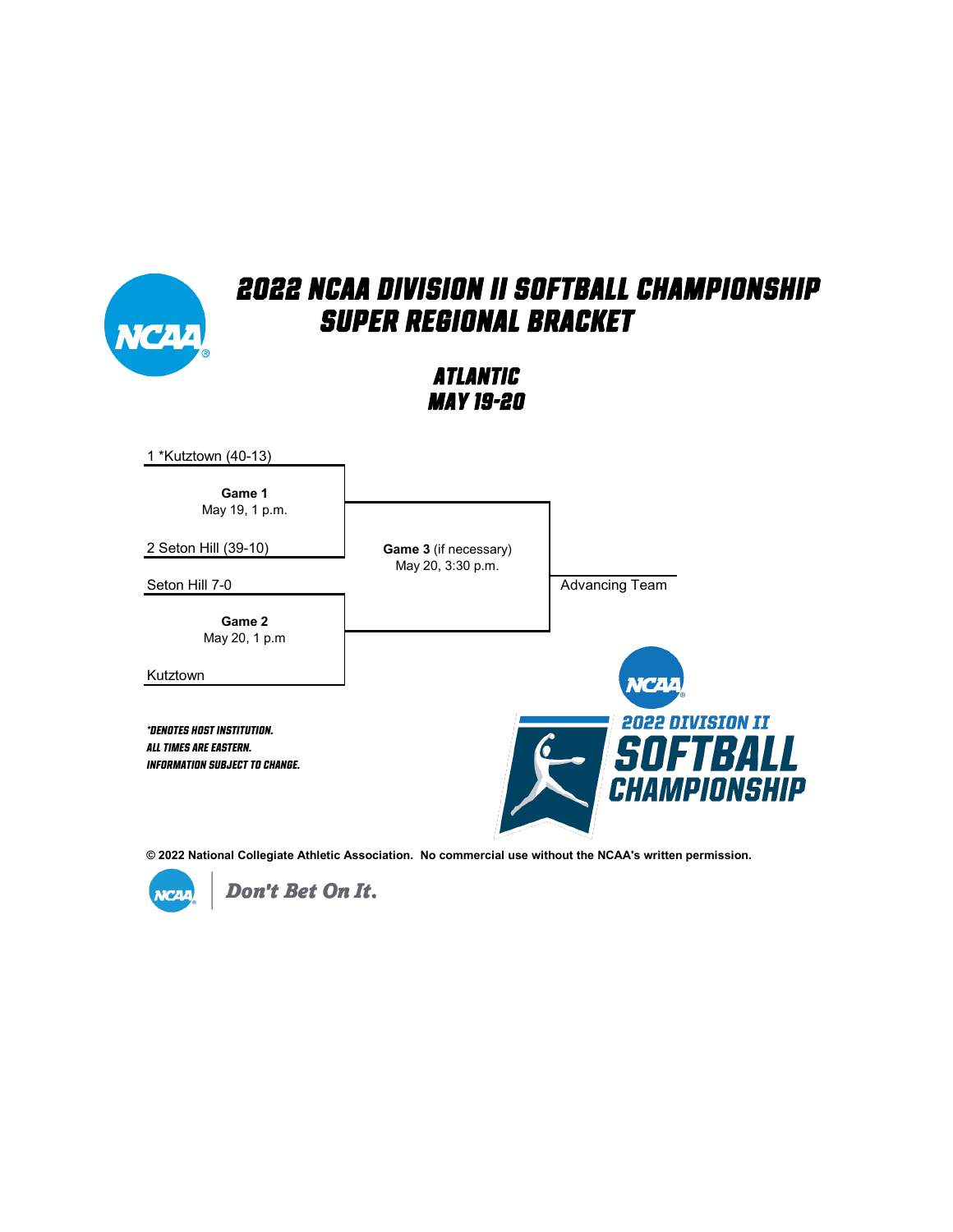# 2022 NCAA DIVISION II SOFTBALL CHAMPIONSHIP
## SUPER REGIONAL BRACKET

### ATLANTIC
### MAY 19-20

1 *Kutztown (40-13)

**Game 1**
May 19, 1 p.m.

2 Seton Hill (39-10)

Seton Hill 7-0

**Game 2**
May 20, 1 p.m

Kutztown

**Game 3** (if necessary)
May 20, 3:30 p.m.

Advancing Team

*DENOTES HOST INSTITUTION.
ALL TIMES ARE EASTERN.
INFORMATION SUBJECT TO CHANGE.

2022 DIVISION II SOFTBALL CHAMPIONSHIP

**© 2022 National Collegiate Athletic Association. No commercial use without the NCAA's written permission.**

Don't Bet On It.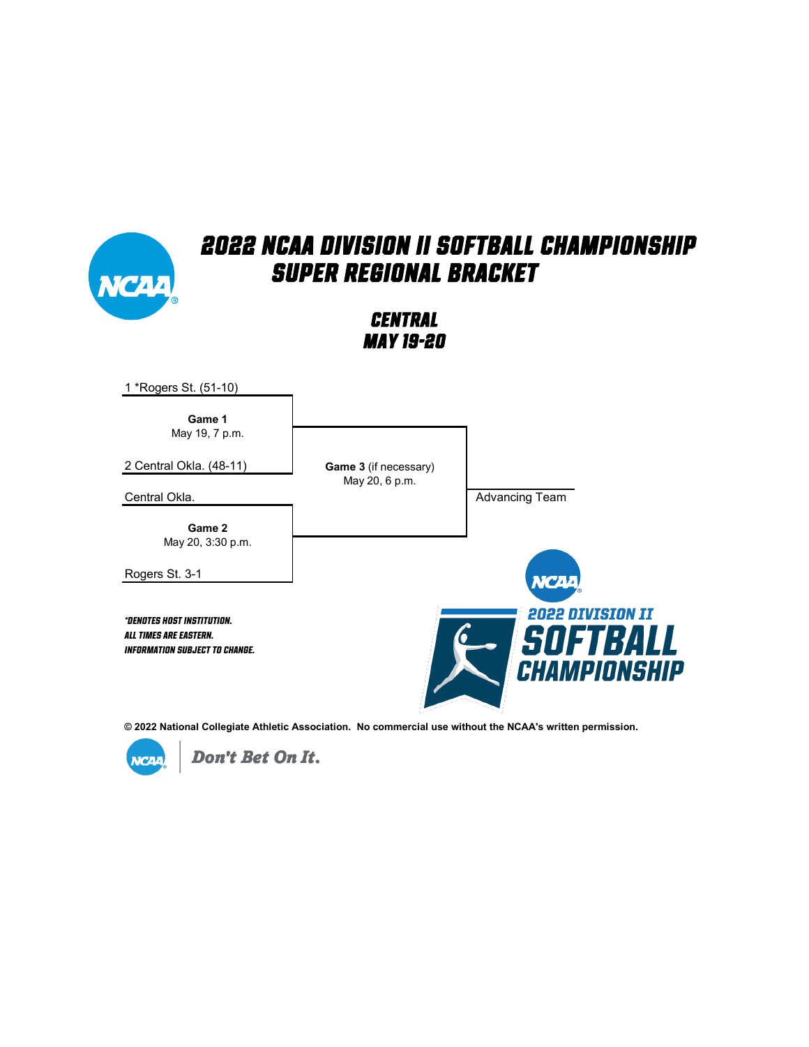# 2022 NCAA DIVISION II SOFTBALL CHAMPIONSHIP SUPER REGIONAL BRACKET

## CENTRAL
## MAY 19-20

1 *Rogers St. (51-10)

**Game 1**
May 19, 7 p.m.

2 Central Okla. (48-11)

Central Okla.

**Game 2**
May 20, 3:30 p.m.

Rogers St. 3-1

**Game 3** (if necessary)
May 20, 6 p.m.

Advancing Team

*DENOTES HOST INSTITUTION.
ALL TIMES ARE EASTERN.
INFORMATION SUBJECT TO CHANGE.

2022 DIVISION II SOFTBALL CHAMPIONSHIP

**© 2022 National Collegiate Athletic Association. No commercial use without the NCAA's written permission.**

Don't Bet On It.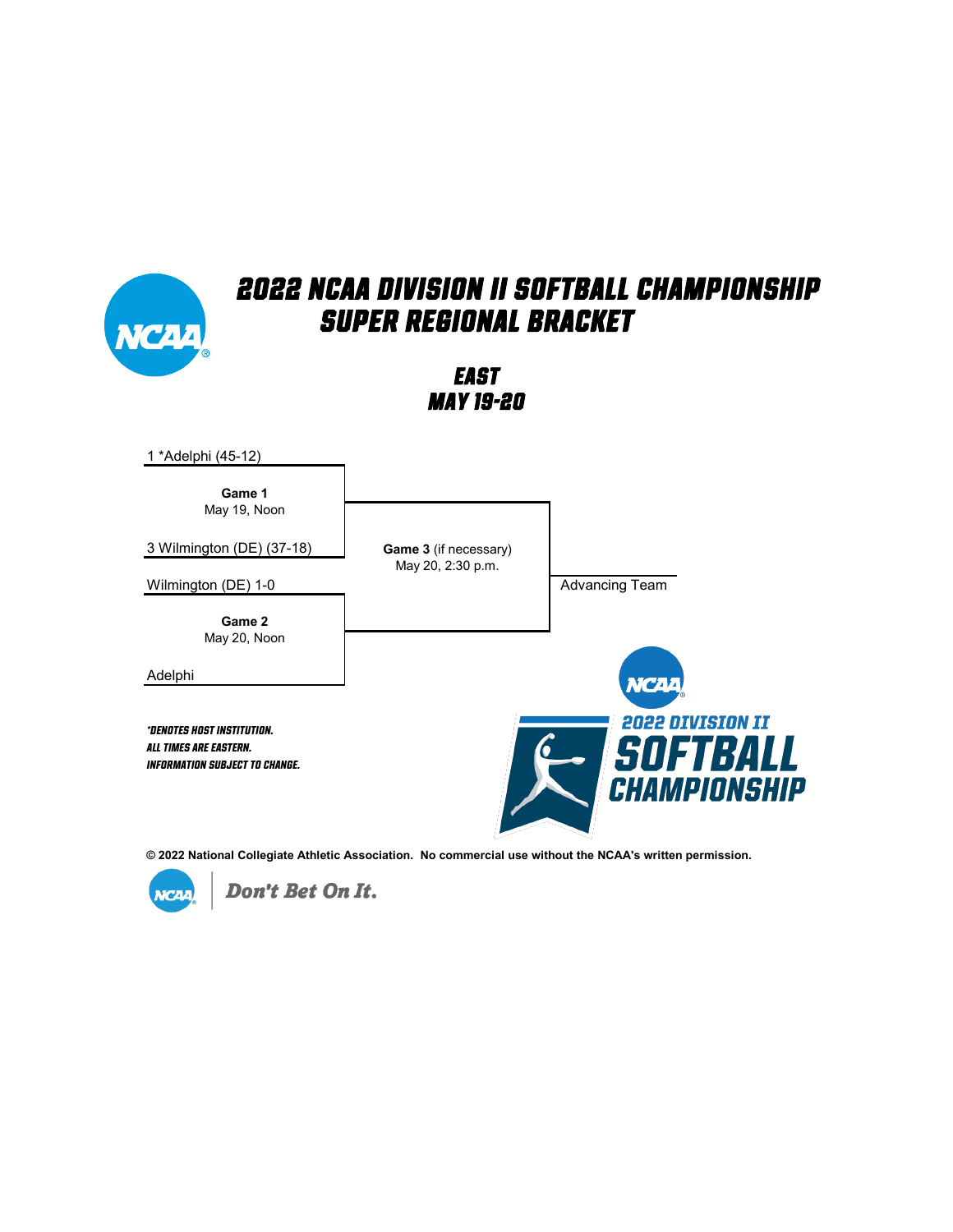# 2022 NCAA DIVISION II SOFTBALL CHAMPIONSHIP
## SUPER REGIONAL BRACKET

### EAST
### MAY 19-20

1 *Adelphi (45-12)

**Game 1**
May 19, Noon

3 Wilmington (DE) (37-18)

**Game 3** (if necessary)
May 20, 2:30 p.m.

Wilmington (DE) 1-0

Advancing Team

**Game 2**
May 20, Noon

Adelphi

*DENOTES HOST INSTITUTION.
ALL TIMES ARE EASTERN.
INFORMATION SUBJECT TO CHANGE.*

2022 DIVISION II SOFTBALL CHAMPIONSHIP

**© 2022 National Collegiate Athletic Association. No commercial use without the NCAA's written permission.**

Don't Bet On It.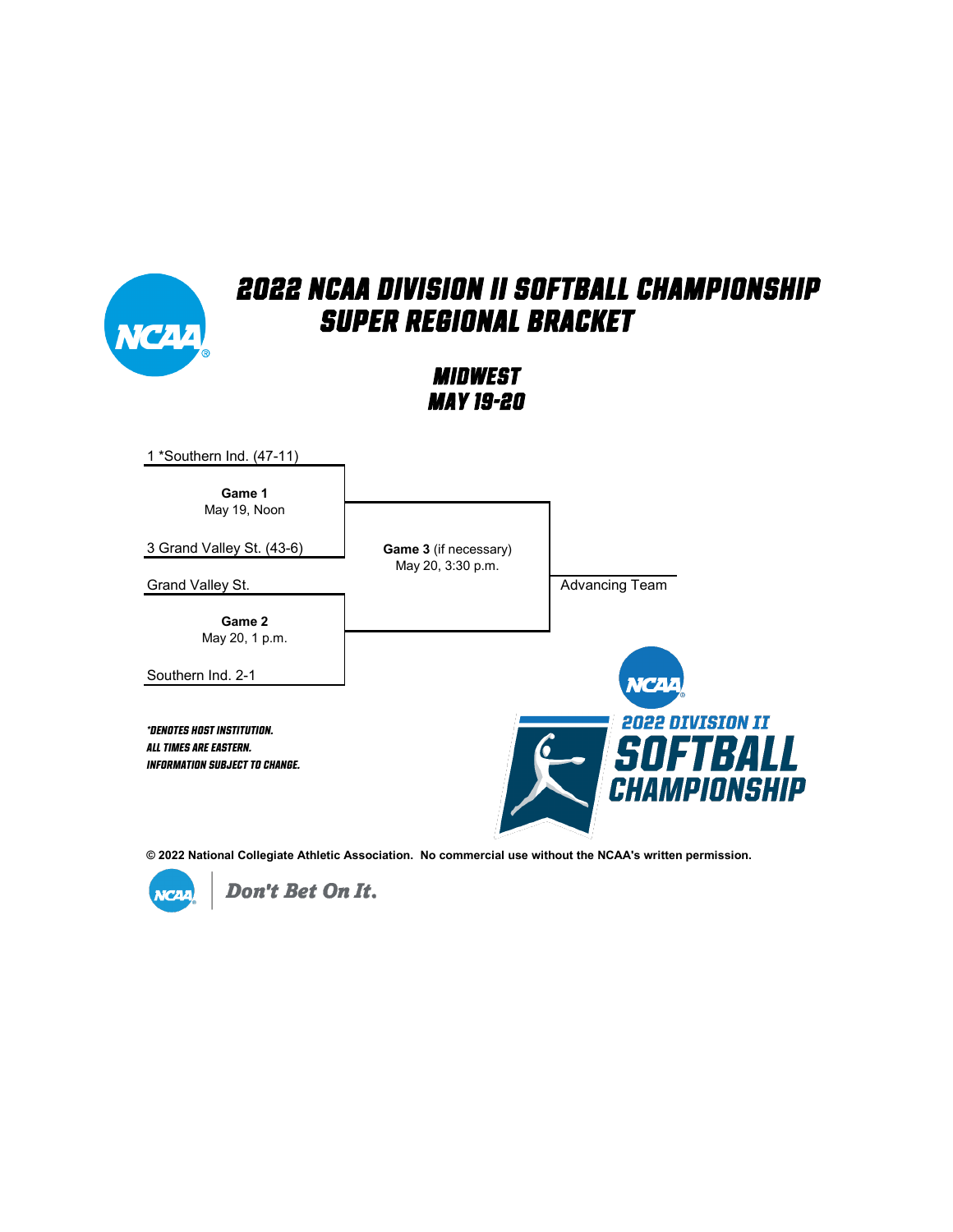# 2022 NCAA DIVISION II SOFTBALL CHAMPIONSHIP
## SUPER REGIONAL BRACKET

### MIDWEST
### MAY 19-20

1 *Southern Ind. (47-11)

**Game 1**
May 19, Noon

3 Grand Valley St. (43-6)

Grand Valley St.

**Game 2**
May 20, 1 p.m.

Southern Ind. 2-1

**Game 3** (if necessary)
May 20, 3:30 p.m.

Advancing Team

*\*DENOTES HOST INSTITUTION.*
*ALL TIMES ARE EASTERN.*
*INFORMATION SUBJECT TO CHANGE.*

2022 DIVISION II SOFTBALL CHAMPIONSHIP

**© 2022 National Collegiate Athletic Association. No commercial use without the NCAA's written permission.**

Don't Bet On It.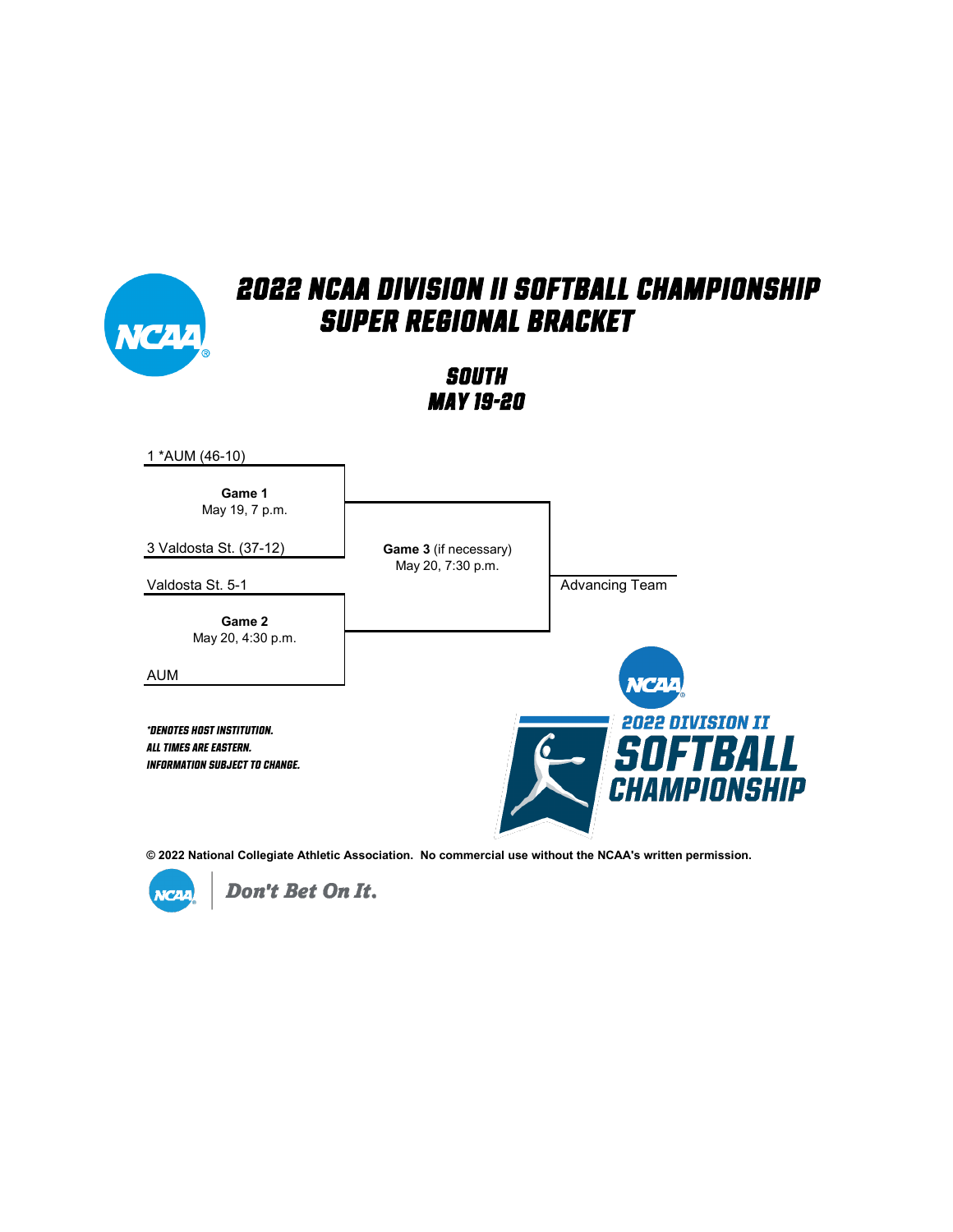# 2022 NCAA DIVISION II SOFTBALL CHAMPIONSHIP SUPER REGIONAL BRACKET

## SOUTH
## MAY 19-20

1 *AUM (46-10)

**Game 1**
May 19, 7 p.m.

3 Valdosta St. (37-12)

Valdosta St. 5-1

**Game 2**
May 20, 4:30 p.m.

AUM

**Game 3** (if necessary)
May 20, 7:30 p.m.

Advancing Team

*DENOTES HOST INSTITUTION.
ALL TIMES ARE EASTERN.
INFORMATION SUBJECT TO CHANGE.

2022 DIVISION II SOFTBALL CHAMPIONSHIP

**© 2022 National Collegiate Athletic Association. No commercial use without the NCAA's written permission.**

Don't Bet On It.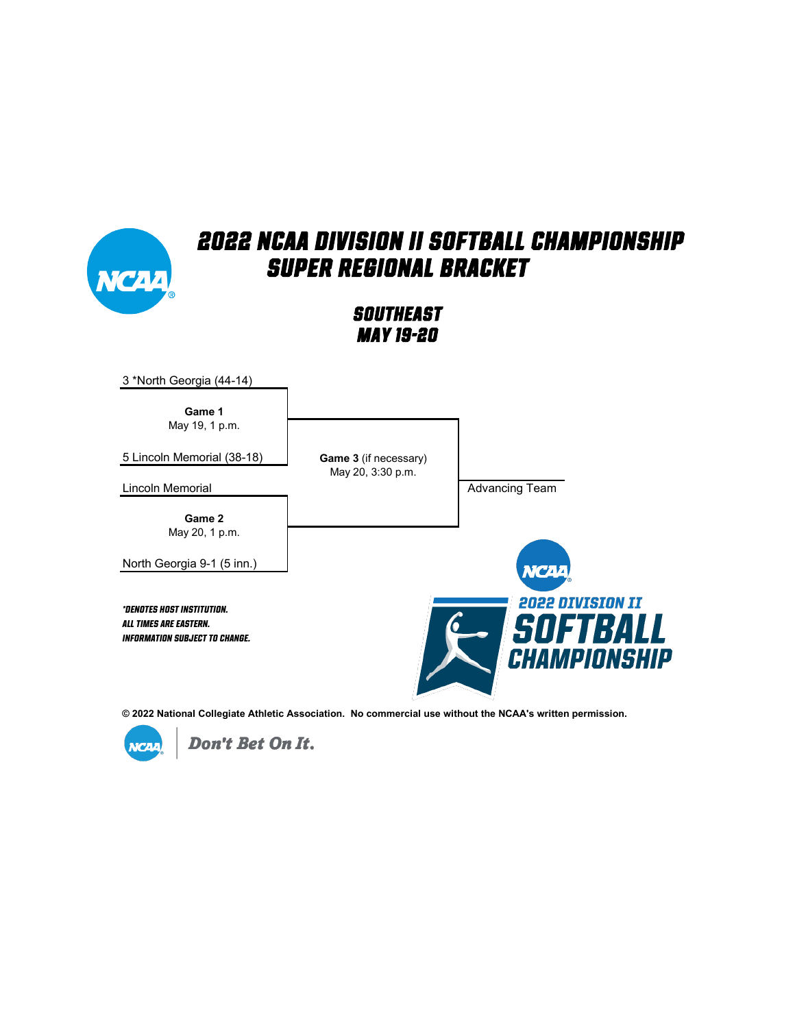# 2022 NCAA DIVISION II SOFTBALL CHAMPIONSHIP SUPER REGIONAL BRACKET

## SOUTHEAST
## MAY 19-20

3 *North Georgia (44-14)

**Game 1**
May 19, 1 p.m.

5 Lincoln Memorial (38-18)

Lincoln Memorial

**Game 2**
May 20, 1 p.m.

North Georgia 9-1 (5 inn.)

**Game 3** (if necessary)
May 20, 3:30 p.m.

Advancing Team

*\*DENOTES HOST INSTITUTION.*
*ALL TIMES ARE EASTERN.*
*INFORMATION SUBJECT TO CHANGE.*

2022 DIVISION II SOFTBALL CHAMPIONSHIP

**© 2022 National Collegiate Athletic Association. No commercial use without the NCAA's written permission.**

Don't Bet On It.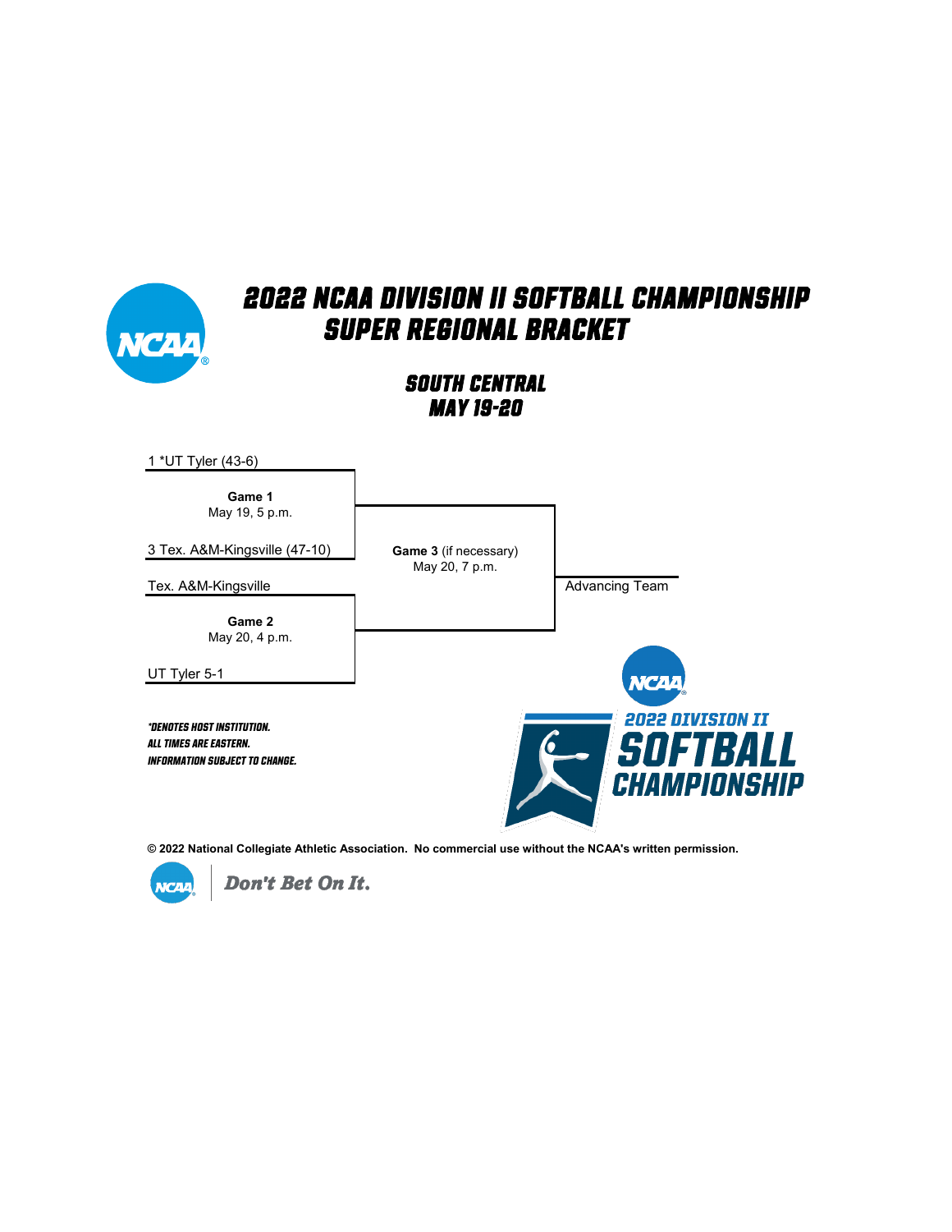# 2022 NCAA DIVISION II SOFTBALL CHAMPIONSHIP SUPER REGIONAL BRACKET

## SOUTH CENTRAL
## MAY 19-20

1 *UT Tyler (43-6)

**Game 1**
May 19, 5 p.m.

3 Tex. A&M-Kingsville (47-10)

Tex. A&M-Kingsville

**Game 2**
May 20, 4 p.m.

UT Tyler 5-1

**Game 3** (if necessary)
May 20, 7 p.m.

Advancing Team

*\*DENOTES HOST INSTITUTION.*
*ALL TIMES ARE EASTERN.*
*INFORMATION SUBJECT TO CHANGE.*

NCAA 2022 DIVISION II SOFTBALL CHAMPIONSHIP

**© 2022 National Collegiate Athletic Association. No commercial use without the NCAA's written permission.**

NCAA | Don't Bet On It.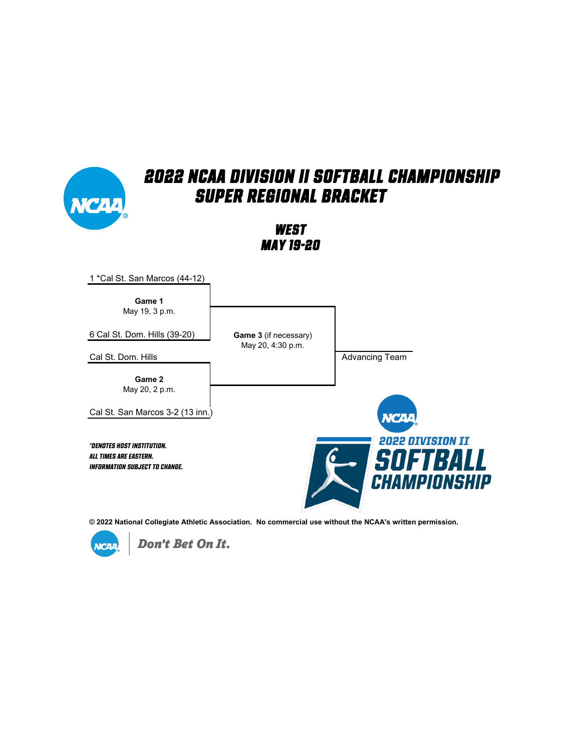# 2022 NCAA DIVISION II SOFTBALL CHAMPIONSHIP SUPER REGIONAL BRACKET

## WEST
## MAY 19-20

1 *Cal St. San Marcos (44-12)

**Game 1**
May 19, 3 p.m.

6 Cal St. Dom. Hills (39-20)

Cal St. Dom. Hills

**Game 2**
May 20, 2 p.m.

Cal St. San Marcos 3-2 (13 inn.)

**Game 3** (if necessary)
May 20, 4:30 p.m.

Advancing Team

*\*DENOTES HOST INSTITUTION.*
*ALL TIMES ARE EASTERN.*
*INFORMATION SUBJECT TO CHANGE.*

2022 DIVISION II SOFTBALL CHAMPIONSHIP

**© 2022 National Collegiate Athletic Association. No commercial use without the NCAA's written permission.**

Don't Bet On It.